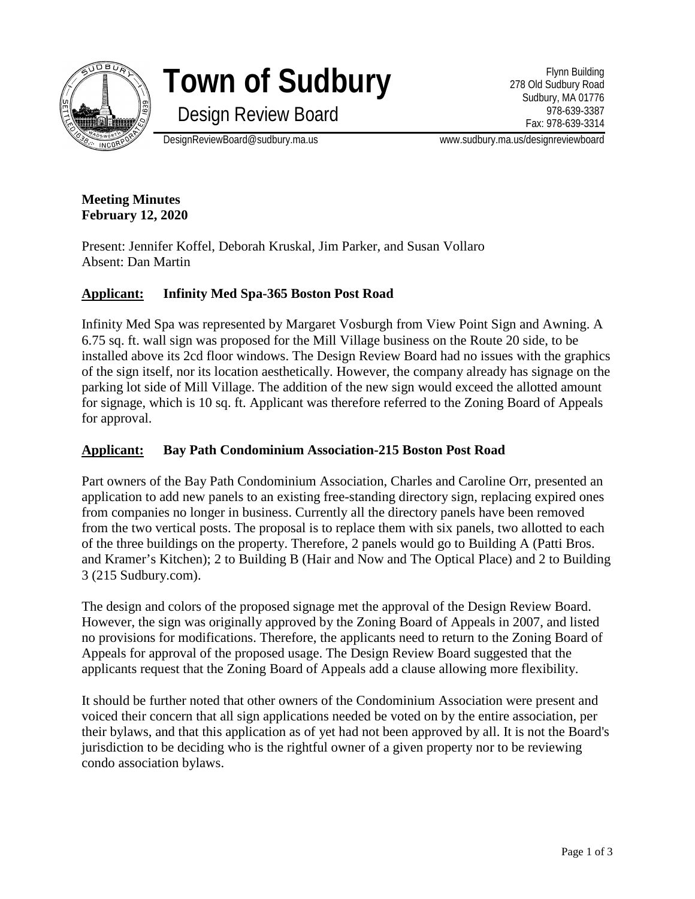# Town of Sudbury

## Design Review Board

Flynn Building
278 Old Sudbury Road
Sudbury, MA 01776
978-639-3387
Fax: 978-639-3314

DesignReviewBoard@sudbury.ma.us    www.sudbury.ma.us/designreviewboard

**Meeting Minutes**
**February 12, 2020**

Present: Jennifer Koffel, Deborah Kruskal, Jim Parker, and Susan Vollaro
Absent: Dan Martin

### Applicant: Infinity Med Spa-365 Boston Post Road

Infinity Med Spa was represented by Margaret Vosburgh from View Point Sign and Awning. A 6.75 sq. ft. wall sign was proposed for the Mill Village business on the Route 20 side, to be installed above its 2cd floor windows. The Design Review Board had no issues with the graphics of the sign itself, nor its location aesthetically. However, the company already has signage on the parking lot side of Mill Village. The addition of the new sign would exceed the allotted amount for signage, which is 10 sq. ft. Applicant was therefore referred to the Zoning Board of Appeals for approval.

### Applicant: Bay Path Condominium Association-215 Boston Post Road

Part owners of the Bay Path Condominium Association, Charles and Caroline Orr, presented an application to add new panels to an existing free-standing directory sign, replacing expired ones from companies no longer in business. Currently all the directory panels have been removed from the two vertical posts. The proposal is to replace them with six panels, two allotted to each of the three buildings on the property. Therefore, 2 panels would go to Building A (Patti Bros. and Kramer's Kitchen); 2 to Building B (Hair and Now and The Optical Place) and 2 to Building 3 (215 Sudbury.com).

The design and colors of the proposed signage met the approval of the Design Review Board. However, the sign was originally approved by the Zoning Board of Appeals in 2007, and listed no provisions for modifications. Therefore, the applicants need to return to the Zoning Board of Appeals for approval of the proposed usage. The Design Review Board suggested that the applicants request that the Zoning Board of Appeals add a clause allowing more flexibility.

It should be further noted that other owners of the Condominium Association were present and voiced their concern that all sign applications needed be voted on by the entire association, per their bylaws, and that this application as of yet had not been approved by all. It is not the Board's jurisdiction to be deciding who is the rightful owner of a given property nor to be reviewing condo association bylaws.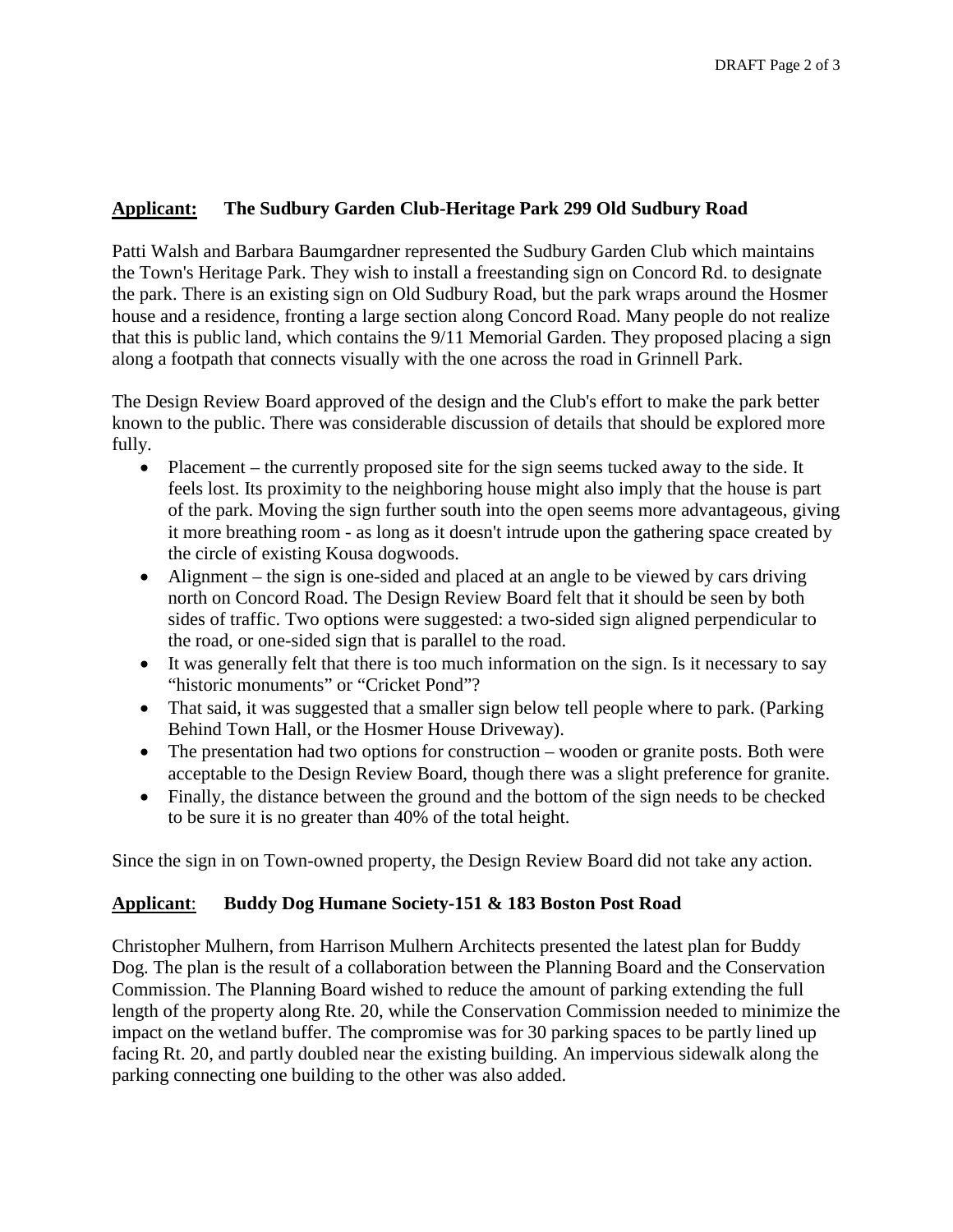**Applicant:** **The Sudbury Garden Club-Heritage Park 299 Old Sudbury Road**

Patti Walsh and Barbara Baumgardner represented the Sudbury Garden Club which maintains the Town's Heritage Park. They wish to install a freestanding sign on Concord Rd. to designate the park. There is an existing sign on Old Sudbury Road, but the park wraps around the Hosmer house and a residence, fronting a large section along Concord Road. Many people do not realize that this is public land, which contains the 9/11 Memorial Garden. They proposed placing a sign along a footpath that connects visually with the one across the road in Grinnell Park.

The Design Review Board approved of the design and the Club's effort to make the park better known to the public. There was considerable discussion of details that should be explored more fully.

- Placement – the currently proposed site for the sign seems tucked away to the side. It feels lost. Its proximity to the neighboring house might also imply that the house is part of the park. Moving the sign further south into the open seems more advantageous, giving it more breathing room - as long as it doesn't intrude upon the gathering space created by the circle of existing Kousa dogwoods.
- Alignment – the sign is one-sided and placed at an angle to be viewed by cars driving north on Concord Road. The Design Review Board felt that it should be seen by both sides of traffic. Two options were suggested: a two-sided sign aligned perpendicular to the road, or one-sided sign that is parallel to the road.
- It was generally felt that there is too much information on the sign. Is it necessary to say "historic monuments" or "Cricket Pond"?
- That said, it was suggested that a smaller sign below tell people where to park. (Parking Behind Town Hall, or the Hosmer House Driveway).
- The presentation had two options for construction – wooden or granite posts. Both were acceptable to the Design Review Board, though there was a slight preference for granite.
- Finally, the distance between the ground and the bottom of the sign needs to be checked to be sure it is no greater than 40% of the total height.

Since the sign in on Town-owned property, the Design Review Board did not take any action.

**Applicant**: **Buddy Dog Humane Society-151 & 183 Boston Post Road**

Christopher Mulhern, from Harrison Mulhern Architects presented the latest plan for Buddy Dog. The plan is the result of a collaboration between the Planning Board and the Conservation Commission. The Planning Board wished to reduce the amount of parking extending the full length of the property along Rte. 20, while the Conservation Commission needed to minimize the impact on the wetland buffer. The compromise was for 30 parking spaces to be partly lined up facing Rt. 20, and partly doubled near the existing building. An impervious sidewalk along the parking connecting one building to the other was also added.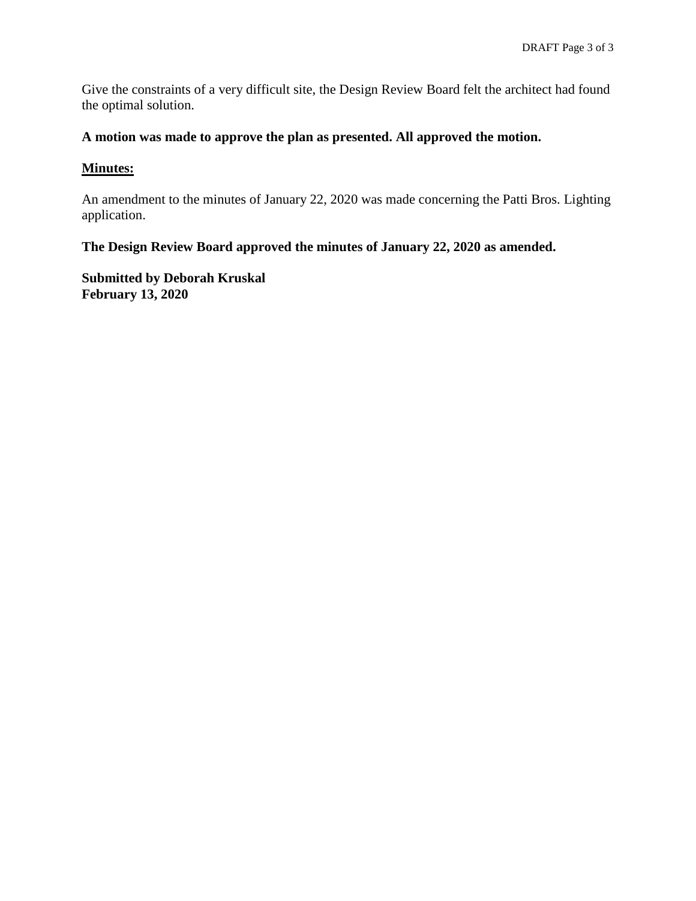Give the constraints of a very difficult site, the Design Review Board felt the architect had found the optimal solution.

**A motion was made to approve the plan as presented. All approved the motion.**

**Minutes:**

An amendment to the minutes of January 22, 2020 was made concerning the Patti Bros. Lighting application.

**The Design Review Board approved the minutes of January 22, 2020 as amended.**

**Submitted by Deborah Kruskal**
**February 13, 2020**